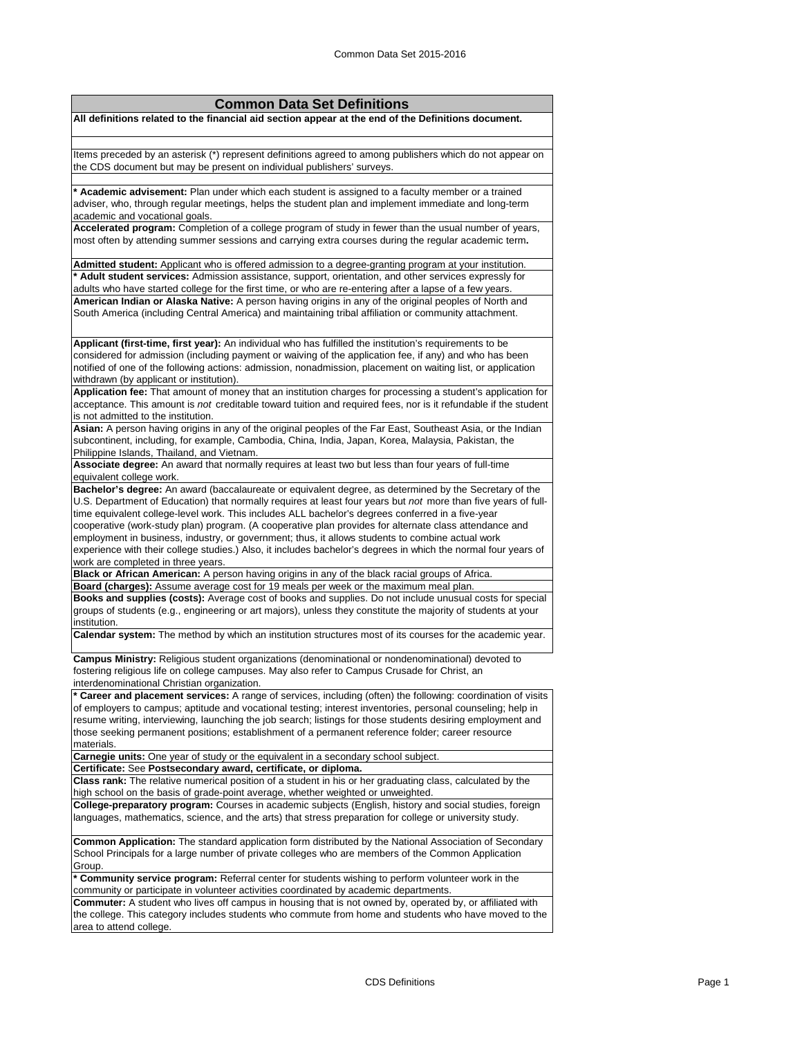# Common Data Set Definitions

**All definitions related to the financial aid section appear at the end of the Definitions document.**

Items preceded by an asterisk (*) represent definitions agreed to among publishers which do not appear on the CDS document but may be present on individual publishers' surveys.

**\* Academic advisement:** Plan under which each student is assigned to a faculty member or a trained adviser, who, through regular meetings, helps the student plan and implement immediate and long-term academic and vocational goals.

**Accelerated program:** Completion of a college program of study in fewer than the usual number of years, most often by attending summer sessions and carrying extra courses during the regular academic term**.**

**Admitted student:** Applicant who is offered admission to a degree-granting program at your institution.

**\* Adult student services:** Admission assistance, support, orientation, and other services expressly for adults who have started college for the first time, or who are re-entering after a lapse of a few years.

**American Indian or Alaska Native:** A person having origins in any of the original peoples of North and South America (including Central America) and maintaining tribal affiliation or community attachment.

**Applicant (first-time, first year):** An individual who has fulfilled the institution's requirements to be considered for admission (including payment or waiving of the application fee, if any) and who has been notified of one of the following actions: admission, nonadmission, placement on waiting list, or application withdrawn (by applicant or institution).

**Application fee:** That amount of money that an institution charges for processing a student's application for acceptance. This amount is *not* creditable toward tuition and required fees, nor is it refundable if the student is not admitted to the institution.

**Asian:** A person having origins in any of the original peoples of the Far East, Southeast Asia, or the Indian subcontinent, including, for example, Cambodia, China, India, Japan, Korea, Malaysia, Pakistan, the Philippine Islands, Thailand, and Vietnam.

**Associate degree:** An award that normally requires at least two but less than four years of full-time equivalent college work.

**Bachelor's degree:** An award (baccalaureate or equivalent degree, as determined by the Secretary of the U.S. Department of Education) that normally requires at least four years but *not* more than five years of full-time equivalent college-level work. This includes ALL bachelor's degrees conferred in a five-year cooperative (work-study plan) program. (A cooperative plan provides for alternate class attendance and employment in business, industry, or government; thus, it allows students to combine actual work experience with their college studies.) Also, it includes bachelor's degrees in which the normal four years of work are completed in three years.

**Black or African American:** A person having origins in any of the black racial groups of Africa.

**Board (charges):** Assume average cost for 19 meals per week or the maximum meal plan.

**Books and supplies (costs):** Average cost of books and supplies. Do not include unusual costs for special groups of students (e.g., engineering or art majors), unless they constitute the majority of students at your institution.

**Calendar system:** The method by which an institution structures most of its courses for the academic year.

**Campus Ministry:** Religious student organizations (denominational or nondenominational) devoted to fostering religious life on college campuses. May also refer to Campus Crusade for Christ, an interdenominational Christian organization.

**\* Career and placement services:** A range of services, including (often) the following: coordination of visits of employers to campus; aptitude and vocational testing; interest inventories, personal counseling; help in resume writing, interviewing, launching the job search; listings for those students desiring employment and those seeking permanent positions; establishment of a permanent reference folder; career resource materials.

**Carnegie units:** One year of study or the equivalent in a secondary school subject.

**Certificate:** See **Postsecondary award, certificate, or diploma.**

**Class rank:** The relative numerical position of a student in his or her graduating class, calculated by the high school on the basis of grade-point average, whether weighted or unweighted.

**College-preparatory program:** Courses in academic subjects (English, history and social studies, foreign languages, mathematics, science, and the arts) that stress preparation for college or university study.

**Common Application:** The standard application form distributed by the National Association of Secondary School Principals for a large number of private colleges who are members of the Common Application Group.

**\* Community service program:** Referral center for students wishing to perform volunteer work in the community or participate in volunteer activities coordinated by academic departments.

**Commuter:** A student who lives off campus in housing that is not owned by, operated by, or affiliated with the college. This category includes students who commute from home and students who have moved to the area to attend college.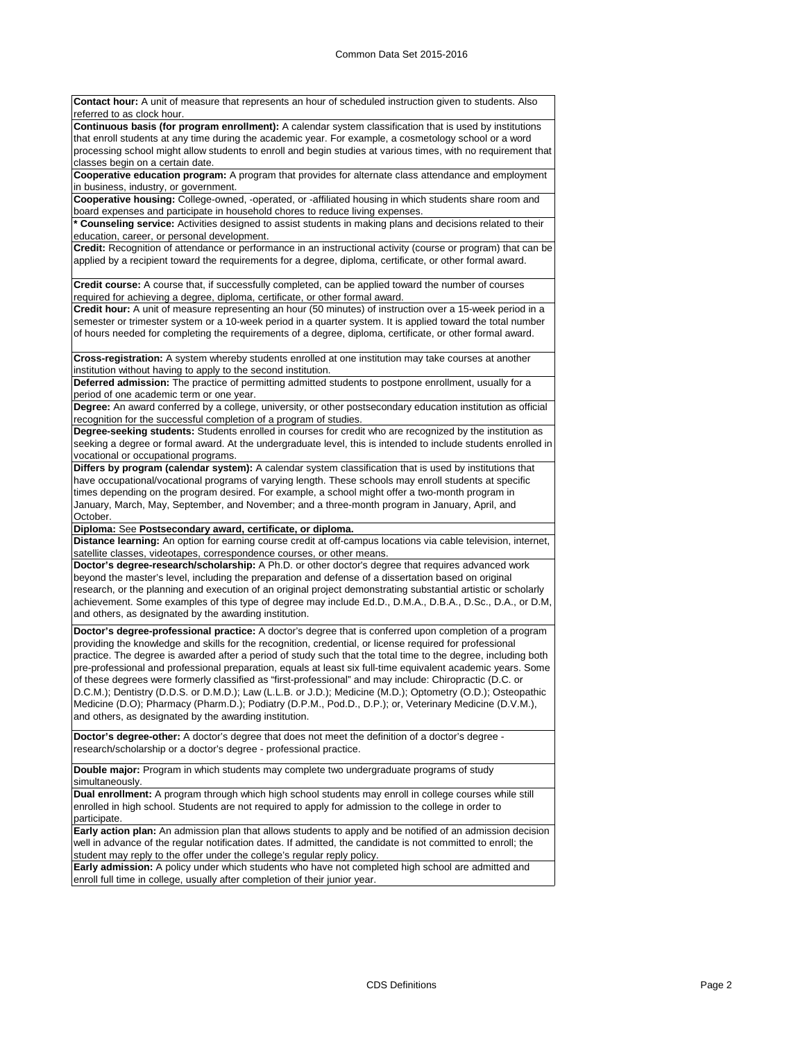**Contact hour:** A unit of measure that represents an hour of scheduled instruction given to students. Also referred to as clock hour.

**Continuous basis (for program enrollment):** A calendar system classification that is used by institutions that enroll students at any time during the academic year. For example, a cosmetology school or a word processing school might allow students to enroll and begin studies at various times, with no requirement that classes begin on a certain date.

**Cooperative education program:** A program that provides for alternate class attendance and employment in business, industry, or government.

**Cooperative housing:** College-owned, -operated, or -affiliated housing in which students share room and board expenses and participate in household chores to reduce living expenses.

**\* Counseling service:** Activities designed to assist students in making plans and decisions related to their education, career, or personal development.

**Credit:** Recognition of attendance or performance in an instructional activity (course or program) that can be applied by a recipient toward the requirements for a degree, diploma, certificate, or other formal award.

**Credit course:** A course that, if successfully completed, can be applied toward the number of courses required for achieving a degree, diploma, certificate, or other formal award.

**Credit hour:** A unit of measure representing an hour (50 minutes) of instruction over a 15-week period in a semester or trimester system or a 10-week period in a quarter system. It is applied toward the total number of hours needed for completing the requirements of a degree, diploma, certificate, or other formal award.

**Cross-registration:** A system whereby students enrolled at one institution may take courses at another institution without having to apply to the second institution.

**Deferred admission:** The practice of permitting admitted students to postpone enrollment, usually for a period of one academic term or one year.

**Degree:** An award conferred by a college, university, or other postsecondary education institution as official recognition for the successful completion of a program of studies.

**Degree-seeking students:** Students enrolled in courses for credit who are recognized by the institution as seeking a degree or formal award. At the undergraduate level, this is intended to include students enrolled in vocational or occupational programs.

**Differs by program (calendar system):** A calendar system classification that is used by institutions that have occupational/vocational programs of varying length. These schools may enroll students at specific times depending on the program desired. For example, a school might offer a two-month program in January, March, May, September, and November; and a three-month program in January, April, and October.

**Diploma:** See **Postsecondary award, certificate, or diploma.**

**Distance learning:** An option for earning course credit at off-campus locations via cable television, internet, satellite classes, videotapes, correspondence courses, or other means.

**Doctor's degree-research/scholarship:** A Ph.D. or other doctor's degree that requires advanced work beyond the master's level, including the preparation and defense of a dissertation based on original research, or the planning and execution of an original project demonstrating substantial artistic or scholarly achievement. Some examples of this type of degree may include Ed.D., D.M.A., D.B.A., D.Sc., D.A., or D.M, and others, as designated by the awarding institution.

**Doctor's degree-professional practice:** A doctor's degree that is conferred upon completion of a program providing the knowledge and skills for the recognition, credential, or license required for professional practice. The degree is awarded after a period of study such that the total time to the degree, including both pre-professional and professional preparation, equals at least six full-time equivalent academic years. Some of these degrees were formerly classified as "first-professional" and may include: Chiropractic (D.C. or D.C.M.); Dentistry (D.D.S. or D.M.D.); Law (L.L.B. or J.D.); Medicine (M.D.); Optometry (O.D.); Osteopathic Medicine (D.O); Pharmacy (Pharm.D.); Podiatry (D.P.M., Pod.D., D.P.); or, Veterinary Medicine (D.V.M.), and others, as designated by the awarding institution.

**Doctor's degree-other:** A doctor's degree that does not meet the definition of a doctor's degree - research/scholarship or a doctor's degree - professional practice.

**Double major:** Program in which students may complete two undergraduate programs of study simultaneously.

**Dual enrollment:** A program through which high school students may enroll in college courses while still enrolled in high school. Students are not required to apply for admission to the college in order to participate.

**Early action plan:** An admission plan that allows students to apply and be notified of an admission decision well in advance of the regular notification dates. If admitted, the candidate is not committed to enroll; the student may reply to the offer under the college's regular reply policy.

**Early admission:** A policy under which students who have not completed high school are admitted and enroll full time in college, usually after completion of their junior year.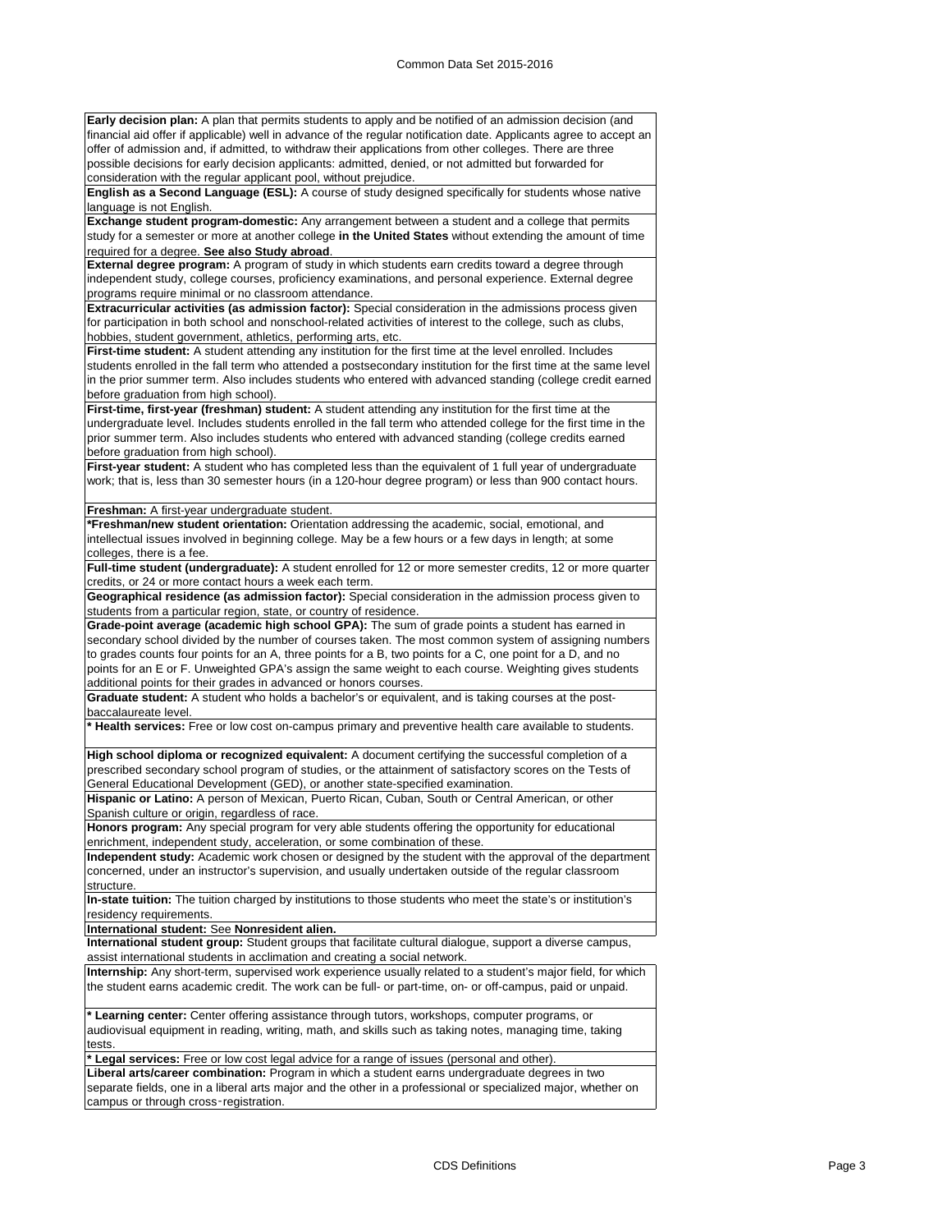**Early decision plan:** A plan that permits students to apply and be notified of an admission decision (and financial aid offer if applicable) well in advance of the regular notification date. Applicants agree to accept an offer of admission and, if admitted, to withdraw their applications from other colleges. There are three possible decisions for early decision applicants: admitted, denied, or not admitted but forwarded for consideration with the regular applicant pool, without prejudice.

**English as a Second Language (ESL):** A course of study designed specifically for students whose native language is not English.

**Exchange student program-domestic:** Any arrangement between a student and a college that permits study for a semester or more at another college **in the United States** without extending the amount of time required for a degree. **See also Study abroad**.

**External degree program:** A program of study in which students earn credits toward a degree through independent study, college courses, proficiency examinations, and personal experience. External degree programs require minimal or no classroom attendance.

**Extracurricular activities (as admission factor):** Special consideration in the admissions process given for participation in both school and nonschool-related activities of interest to the college, such as clubs, hobbies, student government, athletics, performing arts, etc.

**First-time student:** A student attending any institution for the first time at the level enrolled. Includes students enrolled in the fall term who attended a postsecondary institution for the first time at the same level in the prior summer term. Also includes students who entered with advanced standing (college credit earned before graduation from high school).

**First-time, first-year (freshman) student:** A student attending any institution for the first time at the undergraduate level. Includes students enrolled in the fall term who attended college for the first time in the prior summer term. Also includes students who entered with advanced standing (college credits earned before graduation from high school).

**First-year student:** A student who has completed less than the equivalent of 1 full year of undergraduate work; that is, less than 30 semester hours (in a 120-hour degree program) or less than 900 contact hours.

**Freshman:** A first-year undergraduate student.

**\*Freshman/new student orientation:** Orientation addressing the academic, social, emotional, and intellectual issues involved in beginning college. May be a few hours or a few days in length; at some colleges, there is a fee.

**Full-time student (undergraduate):** A student enrolled for 12 or more semester credits, 12 or more quarter credits, or 24 or more contact hours a week each term.

**Geographical residence (as admission factor):** Special consideration in the admission process given to students from a particular region, state, or country of residence.

**Grade-point average (academic high school GPA):** The sum of grade points a student has earned in secondary school divided by the number of courses taken. The most common system of assigning numbers to grades counts four points for an A, three points for a B, two points for a C, one point for a D, and no points for an E or F. Unweighted GPA's assign the same weight to each course. Weighting gives students additional points for their grades in advanced or honors courses.

**Graduate student:** A student who holds a bachelor's or equivalent, and is taking courses at the post-baccalaureate level.

**\* Health services:** Free or low cost on-campus primary and preventive health care available to students.

**High school diploma or recognized equivalent:** A document certifying the successful completion of a prescribed secondary school program of studies, or the attainment of satisfactory scores on the Tests of General Educational Development (GED), or another state-specified examination.

**Hispanic or Latino:** A person of Mexican, Puerto Rican, Cuban, South or Central American, or other Spanish culture or origin, regardless of race.

**Honors program:** Any special program for very able students offering the opportunity for educational enrichment, independent study, acceleration, or some combination of these.

**Independent study:** Academic work chosen or designed by the student with the approval of the department concerned, under an instructor's supervision, and usually undertaken outside of the regular classroom structure.

**In-state tuition:** The tuition charged by institutions to those students who meet the state's or institution's residency requirements.

**International student:** See **Nonresident alien.**

**International student group:** Student groups that facilitate cultural dialogue, support a diverse campus, assist international students in acclimation and creating a social network.

**Internship:** Any short-term, supervised work experience usually related to a student's major field, for which the student earns academic credit. The work can be full- or part-time, on- or off-campus, paid or unpaid.

**\* Learning center:** Center offering assistance through tutors, workshops, computer programs, or audiovisual equipment in reading, writing, math, and skills such as taking notes, managing time, taking tests.

**\* Legal services:** Free or low cost legal advice for a range of issues (personal and other).

**Liberal arts/career combination:** Program in which a student earns undergraduate degrees in two separate fields, one in a liberal arts major and the other in a professional or specialized major, whether on campus or through cross‑registration.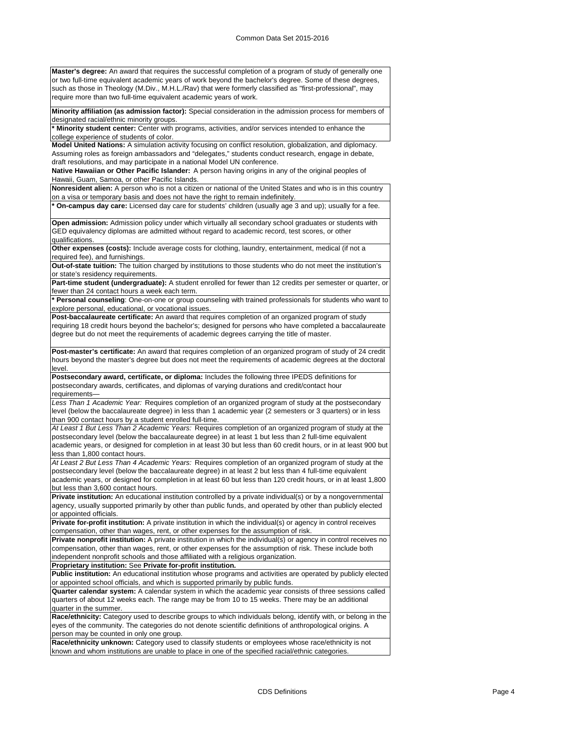**Master's degree:** An award that requires the successful completion of a program of study of generally one or two full-time equivalent academic years of work beyond the bachelor's degree. Some of these degrees, such as those in Theology (M.Div., M.H.L./Rav) that were formerly classified as "first-professional", may require more than two full-time equivalent academic years of work.

**Minority affiliation (as admission factor):** Special consideration in the admission process for members of designated racial/ethnic minority groups.

**\* Minority student center:** Center with programs, activities, and/or services intended to enhance the college experience of students of color.

**Model United Nations:** A simulation activity focusing on conflict resolution, globalization, and diplomacy. Assuming roles as foreign ambassadors and "delegates," students conduct research, engage in debate, draft resolutions, and may participate in a national Model UN conference.

**Native Hawaiian or Other Pacific Islander:** A person having origins in any of the original peoples of Hawaii, Guam, Samoa, or other Pacific Islands.

**Nonresident alien:** A person who is not a citizen or national of the United States and who is in this country on a visa or temporary basis and does not have the right to remain indefinitely.

**\* On-campus day care:** Licensed day care for students' children (usually age 3 and up); usually for a fee.

**Open admission:** Admission policy under which virtually all secondary school graduates or students with GED equivalency diplomas are admitted without regard to academic record, test scores, or other qualifications.

**Other expenses (costs):** Include average costs for clothing, laundry, entertainment, medical (if not a required fee), and furnishings.

**Out-of-state tuition:** The tuition charged by institutions to those students who do not meet the institution's or state's residency requirements.

**Part-time student (undergraduate):** A student enrolled for fewer than 12 credits per semester or quarter, or fewer than 24 contact hours a week each term.

**\* Personal counseling**: One-on-one or group counseling with trained professionals for students who want to explore personal, educational, or vocational issues.

**Post-baccalaureate certificate:** An award that requires completion of an organized program of study requiring 18 credit hours beyond the bachelor's; designed for persons who have completed a baccalaureate degree but do not meet the requirements of academic degrees carrying the title of master.

**Post-master's certificate:** An award that requires completion of an organized program of study of 24 credit hours beyond the master's degree but does not meet the requirements of academic degrees at the doctoral level.

**Postsecondary award, certificate, or diploma:** Includes the following three IPEDS definitions for postsecondary awards, certificates, and diplomas of varying durations and credit/contact hour requirements—

*Less Than 1 Academic Year:* Requires completion of an organized program of study at the postsecondary level (below the baccalaureate degree) in less than 1 academic year (2 semesters or 3 quarters) or in less than 900 contact hours by a student enrolled full-time.

*At Least 1 But Less Than 2 Academic Years:* Requires completion of an organized program of study at the postsecondary level (below the baccalaureate degree) in at least 1 but less than 2 full-time equivalent academic years, or designed for completion in at least 30 but less than 60 credit hours, or in at least 900 but less than 1,800 contact hours.

*At Least 2 But Less Than 4 Academic Years:* Requires completion of an organized program of study at the postsecondary level (below the baccalaureate degree) in at least 2 but less than 4 full-time equivalent academic years, or designed for completion in at least 60 but less than 120 credit hours, or in at least 1,800 but less than 3,600 contact hours.

**Private institution:** An educational institution controlled by a private individual(s) or by a nongovernmental agency, usually supported primarily by other than public funds, and operated by other than publicly elected or appointed officials.

**Private for-profit institution:** A private institution in which the individual(s) or agency in control receives compensation, other than wages, rent, or other expenses for the assumption of risk.

**Private nonprofit institution:** A private institution in which the individual(s) or agency in control receives no compensation, other than wages, rent, or other expenses for the assumption of risk. These include both independent nonprofit schools and those affiliated with a religious organization.

**Proprietary institution:** See **Private for-profit institution.**

**Public institution:** An educational institution whose programs and activities are operated by publicly elected or appointed school officials, and which is supported primarily by public funds.

**Quarter calendar system:** A calendar system in which the academic year consists of three sessions called quarters of about 12 weeks each. The range may be from 10 to 15 weeks. There may be an additional quarter in the summer.

**Race/ethnicity:** Category used to describe groups to which individuals belong, identify with, or belong in the eyes of the community. The categories do not denote scientific definitions of anthropological origins. A person may be counted in only one group.

**Race/ethnicity unknown:** Category used to classify students or employees whose race/ethnicity is not known and whom institutions are unable to place in one of the specified racial/ethnic categories.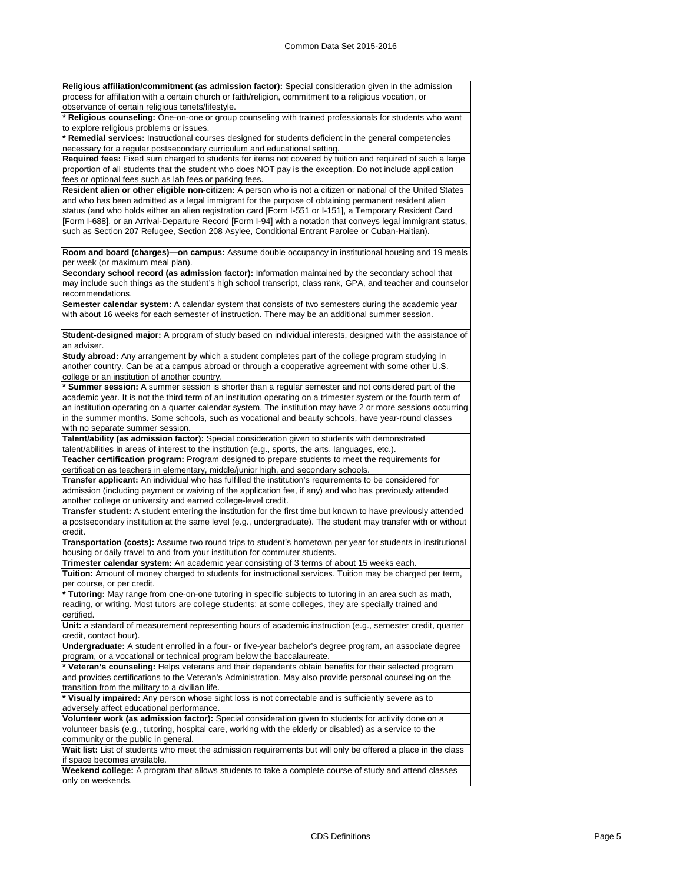**Religious affiliation/commitment (as admission factor):** Special consideration given in the admission process for affiliation with a certain church or faith/religion, commitment to a religious vocation, or observance of certain religious tenets/lifestyle.

*** Religious counseling:** One-on-one or group counseling with trained professionals for students who want to explore religious problems or issues.

*** Remedial services:** Instructional courses designed for students deficient in the general competencies necessary for a regular postsecondary curriculum and educational setting.

**Required fees:** Fixed sum charged to students for items not covered by tuition and required of such a large proportion of all students that the student who does NOT pay is the exception. Do not include application fees or optional fees such as lab fees or parking fees.

**Resident alien or other eligible non-citizen:** A person who is not a citizen or national of the United States and who has been admitted as a legal immigrant for the purpose of obtaining permanent resident alien status (and who holds either an alien registration card [Form I-551 or I-151], a Temporary Resident Card [Form I-688], or an Arrival-Departure Record [Form I-94] with a notation that conveys legal immigrant status, such as Section 207 Refugee, Section 208 Asylee, Conditional Entrant Parolee or Cuban-Haitian).

**Room and board (charges)—on campus:** Assume double occupancy in institutional housing and 19 meals per week (or maximum meal plan).

**Secondary school record (as admission factor):** Information maintained by the secondary school that may include such things as the student's high school transcript, class rank, GPA, and teacher and counselor recommendations.

**Semester calendar system:** A calendar system that consists of two semesters during the academic year with about 16 weeks for each semester of instruction. There may be an additional summer session.

**Student-designed major:** A program of study based on individual interests, designed with the assistance of an adviser.

**Study abroad:** Any arrangement by which a student completes part of the college program studying in another country. Can be at a campus abroad or through a cooperative agreement with some other U.S. college or an institution of another country.

*** Summer session:** A summer session is shorter than a regular semester and not considered part of the academic year. It is not the third term of an institution operating on a trimester system or the fourth term of an institution operating on a quarter calendar system. The institution may have 2 or more sessions occurring in the summer months. Some schools, such as vocational and beauty schools, have year-round classes with no separate summer session.

**Talent/ability (as admission factor):** Special consideration given to students with demonstrated talent/abilities in areas of interest to the institution (e.g., sports, the arts, languages, etc.).

**Teacher certification program:** Program designed to prepare students to meet the requirements for certification as teachers in elementary, middle/junior high, and secondary schools.

**Transfer applicant:** An individual who has fulfilled the institution's requirements to be considered for admission (including payment or waiving of the application fee, if any) and who has previously attended another college or university and earned college-level credit.

**Transfer student:** A student entering the institution for the first time but known to have previously attended a postsecondary institution at the same level (e.g., undergraduate). The student may transfer with or without credit.

**Transportation (costs):** Assume two round trips to student's hometown per year for students in institutional housing or daily travel to and from your institution for commuter students.

**Trimester calendar system:** An academic year consisting of 3 terms of about 15 weeks each.

**Tuition:** Amount of money charged to students for instructional services. Tuition may be charged per term, per course, or per credit.

*** Tutoring:** May range from one-on-one tutoring in specific subjects to tutoring in an area such as math, reading, or writing. Most tutors are college students; at some colleges, they are specially trained and certified.

**Unit:** a standard of measurement representing hours of academic instruction (e.g., semester credit, quarter credit, contact hour).

**Undergraduate:** A student enrolled in a four- or five-year bachelor's degree program, an associate degree program, or a vocational or technical program below the baccalaureate.

*** Veteran's counseling:** Helps veterans and their dependents obtain benefits for their selected program and provides certifications to the Veteran's Administration. May also provide personal counseling on the transition from the military to a civilian life.

*** Visually impaired:** Any person whose sight loss is not correctable and is sufficiently severe as to adversely affect educational performance.

**Volunteer work (as admission factor):** Special consideration given to students for activity done on a volunteer basis (e.g., tutoring, hospital care, working with the elderly or disabled) as a service to the community or the public in general.

**Wait list:** List of students who meet the admission requirements but will only be offered a place in the class if space becomes available.

**Weekend college:** A program that allows students to take a complete course of study and attend classes only on weekends.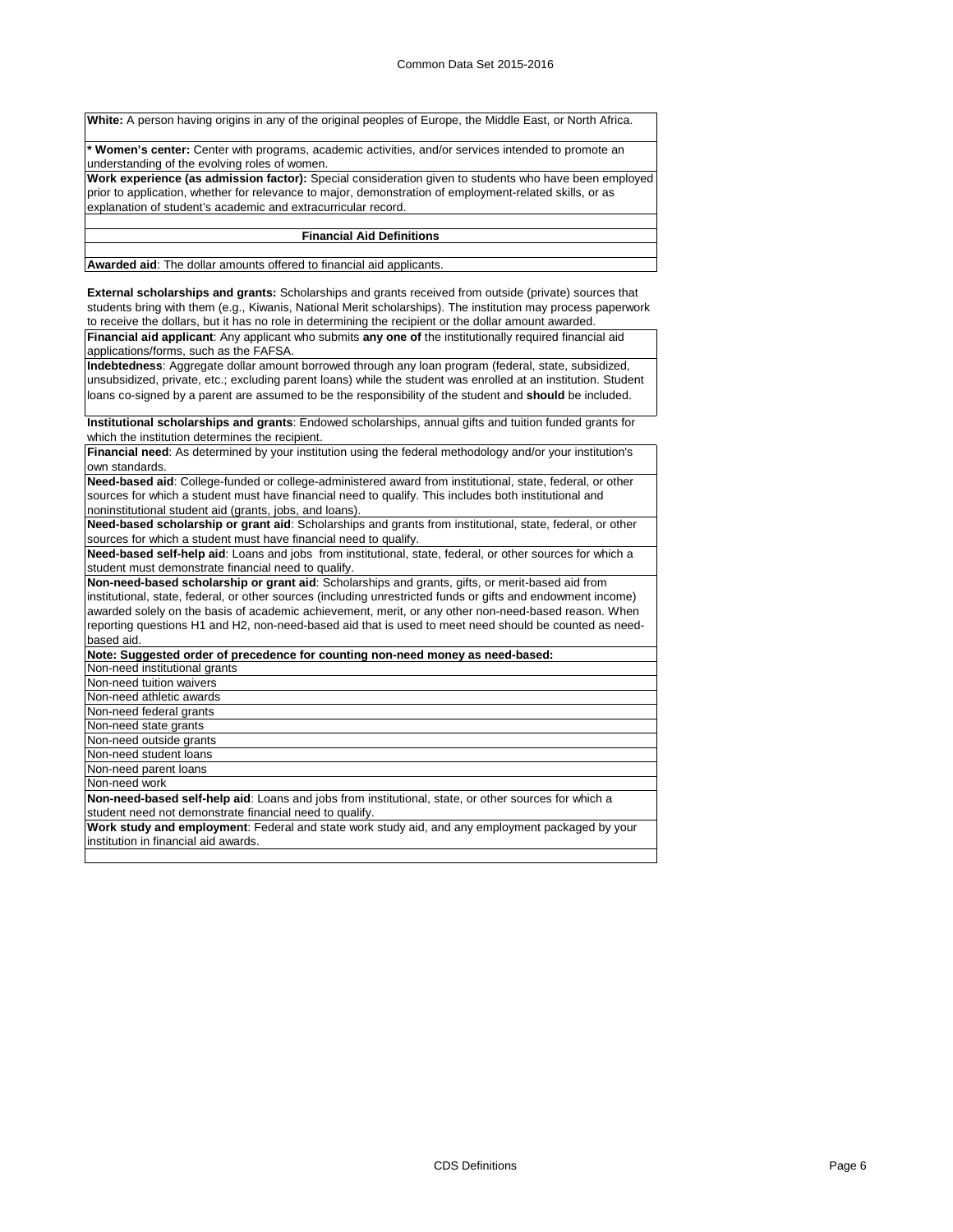**White:** A person having origins in any of the original peoples of Europe, the Middle East, or North Africa.

*** Women's center:** Center with programs, academic activities, and/or services intended to promote an understanding of the evolving roles of women.

**Work experience (as admission factor):** Special consideration given to students who have been employed prior to application, whether for relevance to major, demonstration of employment-related skills, or as explanation of student's academic and extracurricular record.

## Financial Aid Definitions

**Awarded aid**: The dollar amounts offered to financial aid applicants.

**External scholarships and grants:** Scholarships and grants received from outside (private) sources that students bring with them (e.g., Kiwanis, National Merit scholarships). The institution may process paperwork to receive the dollars, but it has no role in determining the recipient or the dollar amount awarded.

**Financial aid applicant**: Any applicant who submits **any one of** the institutionally required financial aid applications/forms, such as the FAFSA.

**Indebtedness**: Aggregate dollar amount borrowed through any loan program (federal, state, subsidized, unsubsidized, private, etc.; excluding parent loans) while the student was enrolled at an institution. Student loans co-signed by a parent are assumed to be the responsibility of the student and **should** be included.

**Institutional scholarships and grants**: Endowed scholarships, annual gifts and tuition funded grants for which the institution determines the recipient.

**Financial need**: As determined by your institution using the federal methodology and/or your institution's own standards.

**Need-based aid**: College-funded or college-administered award from institutional, state, federal, or other sources for which a student must have financial need to qualify. This includes both institutional and noninstitutional student aid (grants, jobs, and loans).

**Need-based scholarship or grant aid**: Scholarships and grants from institutional, state, federal, or other sources for which a student must have financial need to qualify.

**Need-based self-help aid**: Loans and jobs from institutional, state, federal, or other sources for which a student must demonstrate financial need to qualify.

**Non-need-based scholarship or grant aid**: Scholarships and grants, gifts, or merit-based aid from institutional, state, federal, or other sources (including unrestricted funds or gifts and endowment income) awarded solely on the basis of academic achievement, merit, or any other non-need-based reason. When reporting questions H1 and H2, non-need-based aid that is used to meet need should be counted as need-based aid.

**Note: Suggested order of precedence for counting non-need money as need-based:**

- Non-need institutional grants
- Non-need tuition waivers
- Non-need athletic awards
- Non-need federal grants
- Non-need state grants
- Non-need outside grants
- Non-need student loans
- Non-need parent loans
- Non-need work

**Non-need-based self-help aid**: Loans and jobs from institutional, state, or other sources for which a student need not demonstrate financial need to qualify.

**Work study and employment**: Federal and state work study aid, and any employment packaged by your institution in financial aid awards.